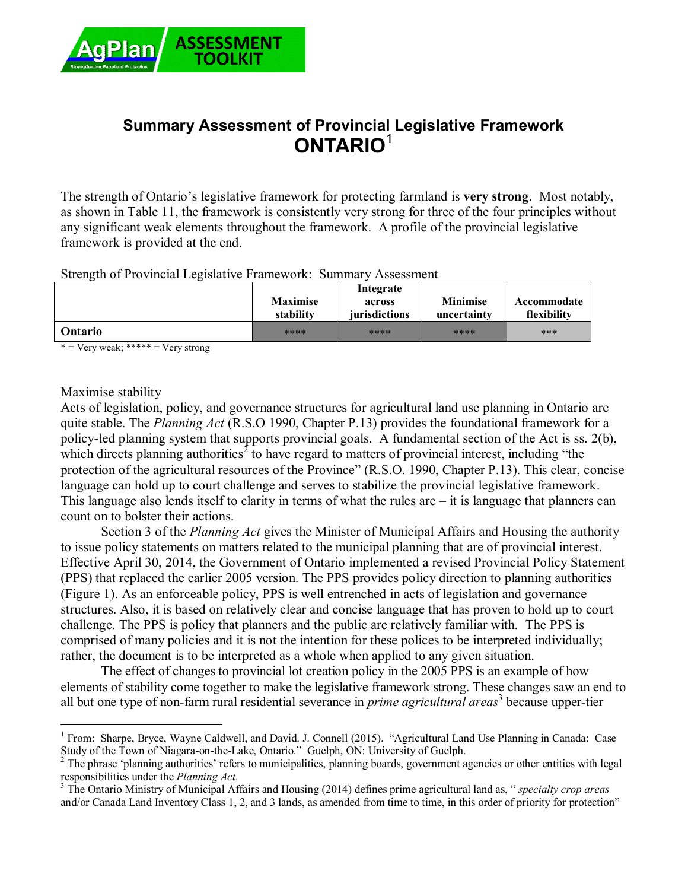# Summary Assessment of Provincial Legislative Framework

# ONTARIO[1]

The strength of Ontario's legislative framework for protecting farmland is **very strong**. Most notably, as shown in Table 11, the framework is consistently very strong for three of the four principles without any significant weak elements throughout the framework. A profile of the provincial legislative framework is provided at the end.

Strength of Provincial Legislative Framework: Summary Assessment

| | Maximise stability | Integrate across jurisdictions | Minimise uncertainty | Accommodate flexibility |
|---|---|---|---|---|
| **Ontario** | **** | **** | **** | *** |

* = Very weak; ***** = Very strong

Maximise stability

Acts of legislation, policy, and governance structures for agricultural land use planning in Ontario are quite stable. The *Planning Act* (R.S.O 1990, Chapter P.13) provides the foundational framework for a policy-led planning system that supports provincial goals. A fundamental section of the Act is ss. 2(b), which directs planning authorities[2] to have regard to matters of provincial interest, including "the protection of the agricultural resources of the Province" (R.S.O. 1990, Chapter P.13). This clear, concise language can hold up to court challenge and serves to stabilize the provincial legislative framework. This language also lends itself to clarity in terms of what the rules are – it is language that planners can count on to bolster their actions.

Section 3 of the *Planning Act* gives the Minister of Municipal Affairs and Housing the authority to issue policy statements on matters related to the municipal planning that are of provincial interest. Effective April 30, 2014, the Government of Ontario implemented a revised Provincial Policy Statement (PPS) that replaced the earlier 2005 version. The PPS provides policy direction to planning authorities (Figure 1). As an enforceable policy, PPS is well entrenched in acts of legislation and governance structures. Also, it is based on relatively clear and concise language that has proven to hold up to court challenge. The PPS is policy that planners and the public are relatively familiar with. The PPS is comprised of many policies and it is not the intention for these polices to be interpreted individually; rather, the document is to be interpreted as a whole when applied to any given situation.

The effect of changes to provincial lot creation policy in the 2005 PPS is an example of how elements of stability come together to make the legislative framework strong. These changes saw an end to all but one type of non-farm rural residential severance in *prime agricultural areas*[3] because upper-tier

---

[1] From: Sharpe, Bryce, Wayne Caldwell, and David. J. Connell (2015). "Agricultural Land Use Planning in Canada: Case Study of the Town of Niagara-on-the-Lake, Ontario." Guelph, ON: University of Guelph.

[2] The phrase 'planning authorities' refers to municipalities, planning boards, government agencies or other entities with legal responsibilities under the *Planning Act*.

[3] The Ontario Ministry of Municipal Affairs and Housing (2014) defines prime agricultural land as, " *specialty crop areas* and/or Canada Land Inventory Class 1, 2, and 3 lands, as amended from time to time, in this order of priority for protection"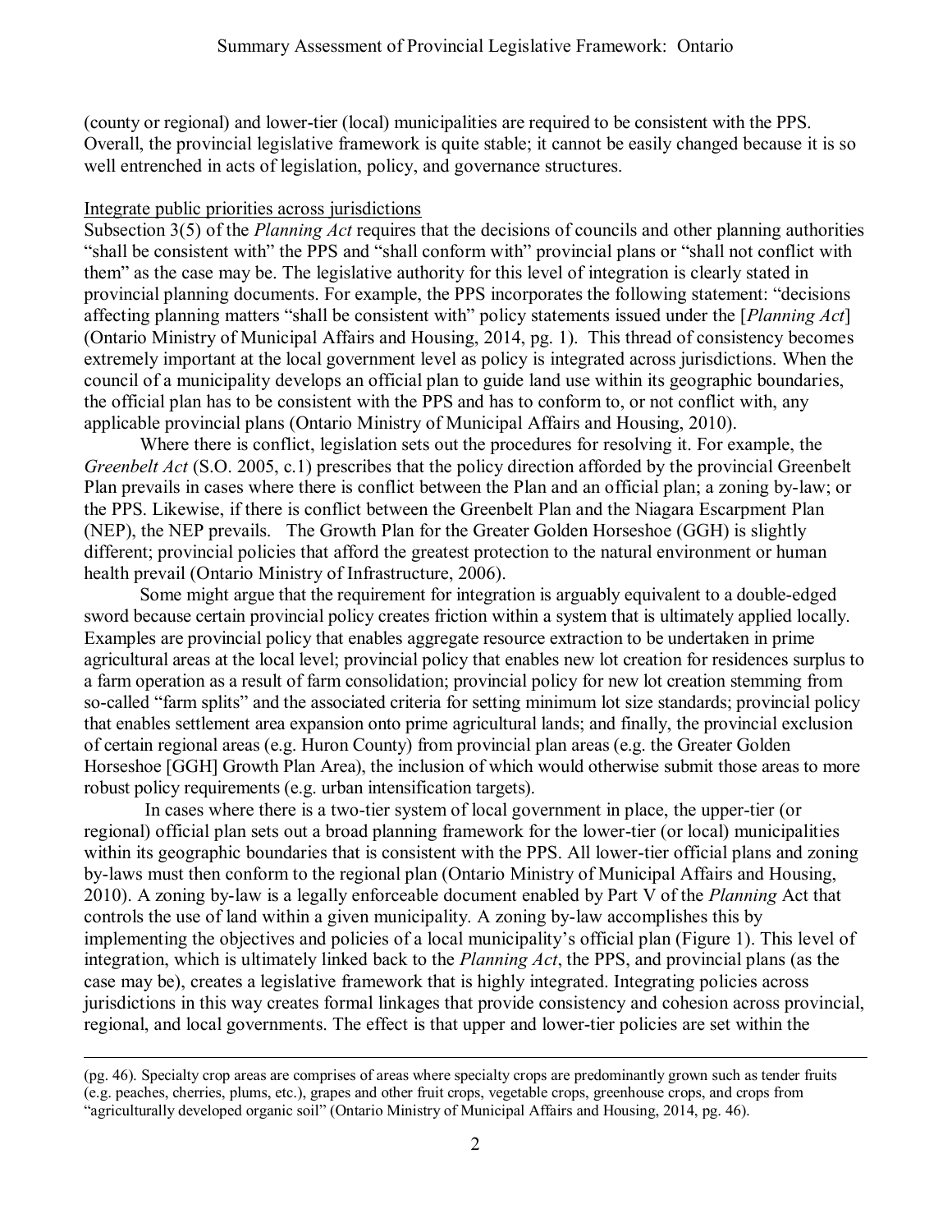(county or regional) and lower-tier (local) municipalities are required to be consistent with the PPS. Overall, the provincial legislative framework is quite stable; it cannot be easily changed because it is so well entrenched in acts of legislation, policy, and governance structures.

<u>Integrate public priorities across jurisdictions</u>

Subsection 3(5) of the *Planning Act* requires that the decisions of councils and other planning authorities "shall be consistent with" the PPS and "shall conform with" provincial plans or "shall not conflict with them" as the case may be. The legislative authority for this level of integration is clearly stated in provincial planning documents. For example, the PPS incorporates the following statement: "decisions affecting planning matters "shall be consistent with" policy statements issued under the [*Planning Act*] (Ontario Ministry of Municipal Affairs and Housing, 2014, pg. 1). This thread of consistency becomes extremely important at the local government level as policy is integrated across jurisdictions. When the council of a municipality develops an official plan to guide land use within its geographic boundaries, the official plan has to be consistent with the PPS and has to conform to, or not conflict with, any applicable provincial plans (Ontario Ministry of Municipal Affairs and Housing, 2010).

Where there is conflict, legislation sets out the procedures for resolving it. For example, the *Greenbelt Act* (S.O. 2005, c.1) prescribes that the policy direction afforded by the provincial Greenbelt Plan prevails in cases where there is conflict between the Plan and an official plan; a zoning by-law; or the PPS. Likewise, if there is conflict between the Greenbelt Plan and the Niagara Escarpment Plan (NEP), the NEP prevails. The Growth Plan for the Greater Golden Horseshoe (GGH) is slightly different; provincial policies that afford the greatest protection to the natural environment or human health prevail (Ontario Ministry of Infrastructure, 2006).

Some might argue that the requirement for integration is arguably equivalent to a double-edged sword because certain provincial policy creates friction within a system that is ultimately applied locally. Examples are provincial policy that enables aggregate resource extraction to be undertaken in prime agricultural areas at the local level; provincial policy that enables new lot creation for residences surplus to a farm operation as a result of farm consolidation; provincial policy for new lot creation stemming from so-called "farm splits" and the associated criteria for setting minimum lot size standards; provincial policy that enables settlement area expansion onto prime agricultural lands; and finally, the provincial exclusion of certain regional areas (e.g. Huron County) from provincial plan areas (e.g. the Greater Golden Horseshoe [GGH] Growth Plan Area), the inclusion of which would otherwise submit those areas to more robust policy requirements (e.g. urban intensification targets).

In cases where there is a two-tier system of local government in place, the upper-tier (or regional) official plan sets out a broad planning framework for the lower-tier (or local) municipalities within its geographic boundaries that is consistent with the PPS. All lower-tier official plans and zoning by-laws must then conform to the regional plan (Ontario Ministry of Municipal Affairs and Housing, 2010). A zoning by-law is a legally enforceable document enabled by Part V of the *Planning* Act that controls the use of land within a given municipality. A zoning by-law accomplishes this by implementing the objectives and policies of a local municipality's official plan (Figure 1). This level of integration, which is ultimately linked back to the *Planning Act*, the PPS, and provincial plans (as the case may be), creates a legislative framework that is highly integrated. Integrating policies across jurisdictions in this way creates formal linkages that provide consistency and cohesion across provincial, regional, and local governments. The effect is that upper and lower-tier policies are set within the

---

(pg. 46). Specialty crop areas are comprises of areas where specialty crops are predominantly grown such as tender fruits (e.g. peaches, cherries, plums, etc.), grapes and other fruit crops, vegetable crops, greenhouse crops, and crops from "agriculturally developed organic soil" (Ontario Ministry of Municipal Affairs and Housing, 2014, pg. 46).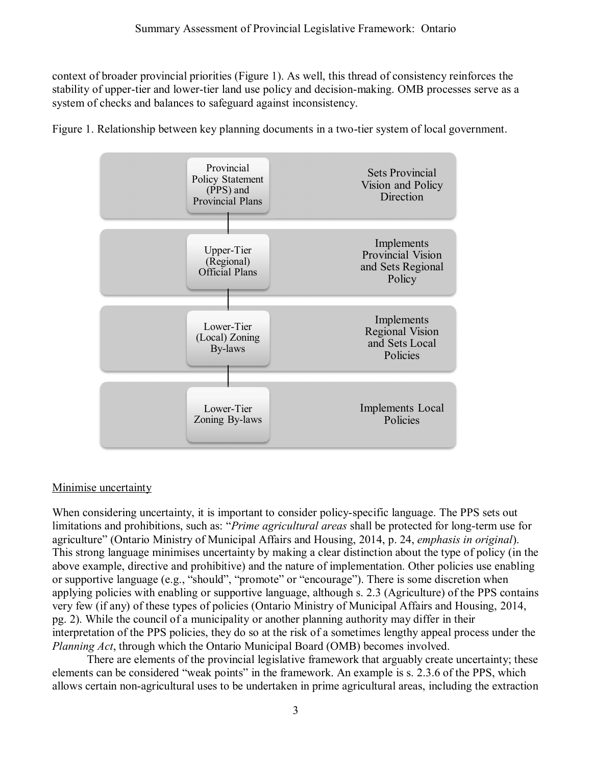context of broader provincial priorities (Figure 1). As well, this thread of consistency reinforces the stability of upper-tier and lower-tier land use policy and decision-making. OMB processes serve as a system of checks and balances to safeguard against inconsistency.

Figure 1. Relationship between key planning documents in a two-tier system of local government.

| Document | Role |
| --- | --- |
| Provincial Policy Statement (PPS) and Provincial Plans | Sets Provincial Vision and Policy Direction |
| Upper-Tier (Regional) Official Plans | Implements Provincial Vision and Sets Regional Policy |
| Lower-Tier (Local) Zoning By-laws | Implements Regional Vision and Sets Local Policies |
| Lower-Tier Zoning By-laws | Implements Local Policies |

Minimise uncertainty

When considering uncertainty, it is important to consider policy-specific language. The PPS sets out limitations and prohibitions, such as: "*Prime agricultural areas* shall be protected for long-term use for agriculture" (Ontario Ministry of Municipal Affairs and Housing, 2014, p. 24, *emphasis in original*). This strong language minimises uncertainty by making a clear distinction about the type of policy (in the above example, directive and prohibitive) and the nature of implementation. Other policies use enabling or supportive language (e.g., "should", "promote" or "encourage"). There is some discretion when applying policies with enabling or supportive language, although s. 2.3 (Agriculture) of the PPS contains very few (if any) of these types of policies (Ontario Ministry of Municipal Affairs and Housing, 2014, pg. 2). While the council of a municipality or another planning authority may differ in their interpretation of the PPS policies, they do so at the risk of a sometimes lengthy appeal process under the *Planning Act*, through which the Ontario Municipal Board (OMB) becomes involved.

There are elements of the provincial legislative framework that arguably create uncertainty; these elements can be considered "weak points" in the framework. An example is s. 2.3.6 of the PPS, which allows certain non-agricultural uses to be undertaken in prime agricultural areas, including the extraction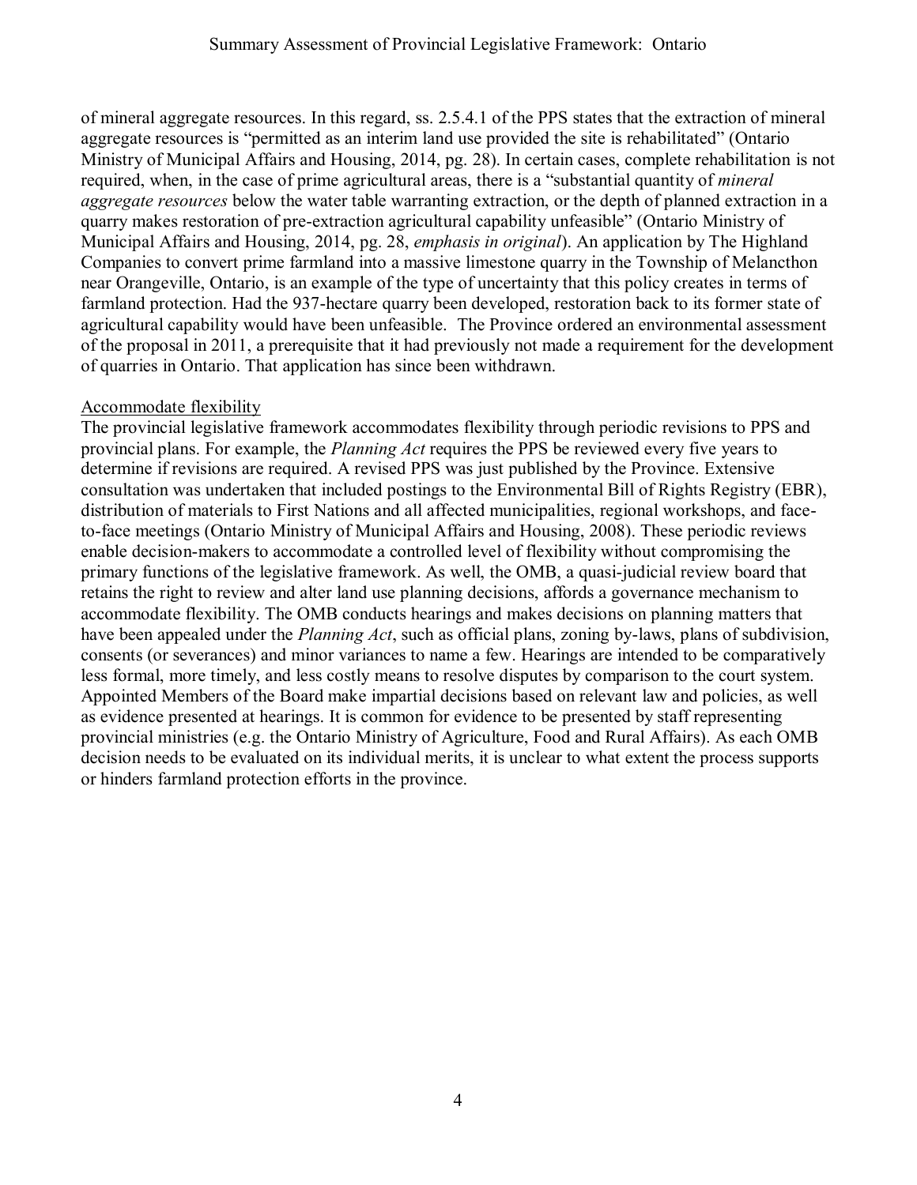of mineral aggregate resources. In this regard, ss. 2.5.4.1 of the PPS states that the extraction of mineral aggregate resources is "permitted as an interim land use provided the site is rehabilitated" (Ontario Ministry of Municipal Affairs and Housing, 2014, pg. 28). In certain cases, complete rehabilitation is not required, when, in the case of prime agricultural areas, there is a "substantial quantity of *mineral aggregate resources* below the water table warranting extraction, or the depth of planned extraction in a quarry makes restoration of pre-extraction agricultural capability unfeasible" (Ontario Ministry of Municipal Affairs and Housing, 2014, pg. 28, *emphasis in original*). An application by The Highland Companies to convert prime farmland into a massive limestone quarry in the Township of Melancthon near Orangeville, Ontario, is an example of the type of uncertainty that this policy creates in terms of farmland protection. Had the 937-hectare quarry been developed, restoration back to its former state of agricultural capability would have been unfeasible. The Province ordered an environmental assessment of the proposal in 2011, a prerequisite that it had previously not made a requirement for the development of quarries in Ontario. That application has since been withdrawn.

Accommodate flexibility

The provincial legislative framework accommodates flexibility through periodic revisions to PPS and provincial plans. For example, the *Planning Act* requires the PPS be reviewed every five years to determine if revisions are required. A revised PPS was just published by the Province. Extensive consultation was undertaken that included postings to the Environmental Bill of Rights Registry (EBR), distribution of materials to First Nations and all affected municipalities, regional workshops, and face-to-face meetings (Ontario Ministry of Municipal Affairs and Housing, 2008). These periodic reviews enable decision-makers to accommodate a controlled level of flexibility without compromising the primary functions of the legislative framework. As well, the OMB, a quasi-judicial review board that retains the right to review and alter land use planning decisions, affords a governance mechanism to accommodate flexibility. The OMB conducts hearings and makes decisions on planning matters that have been appealed under the *Planning Act*, such as official plans, zoning by-laws, plans of subdivision, consents (or severances) and minor variances to name a few. Hearings are intended to be comparatively less formal, more timely, and less costly means to resolve disputes by comparison to the court system. Appointed Members of the Board make impartial decisions based on relevant law and policies, as well as evidence presented at hearings. It is common for evidence to be presented by staff representing provincial ministries (e.g. the Ontario Ministry of Agriculture, Food and Rural Affairs). As each OMB decision needs to be evaluated on its individual merits, it is unclear to what extent the process supports or hinders farmland protection efforts in the province.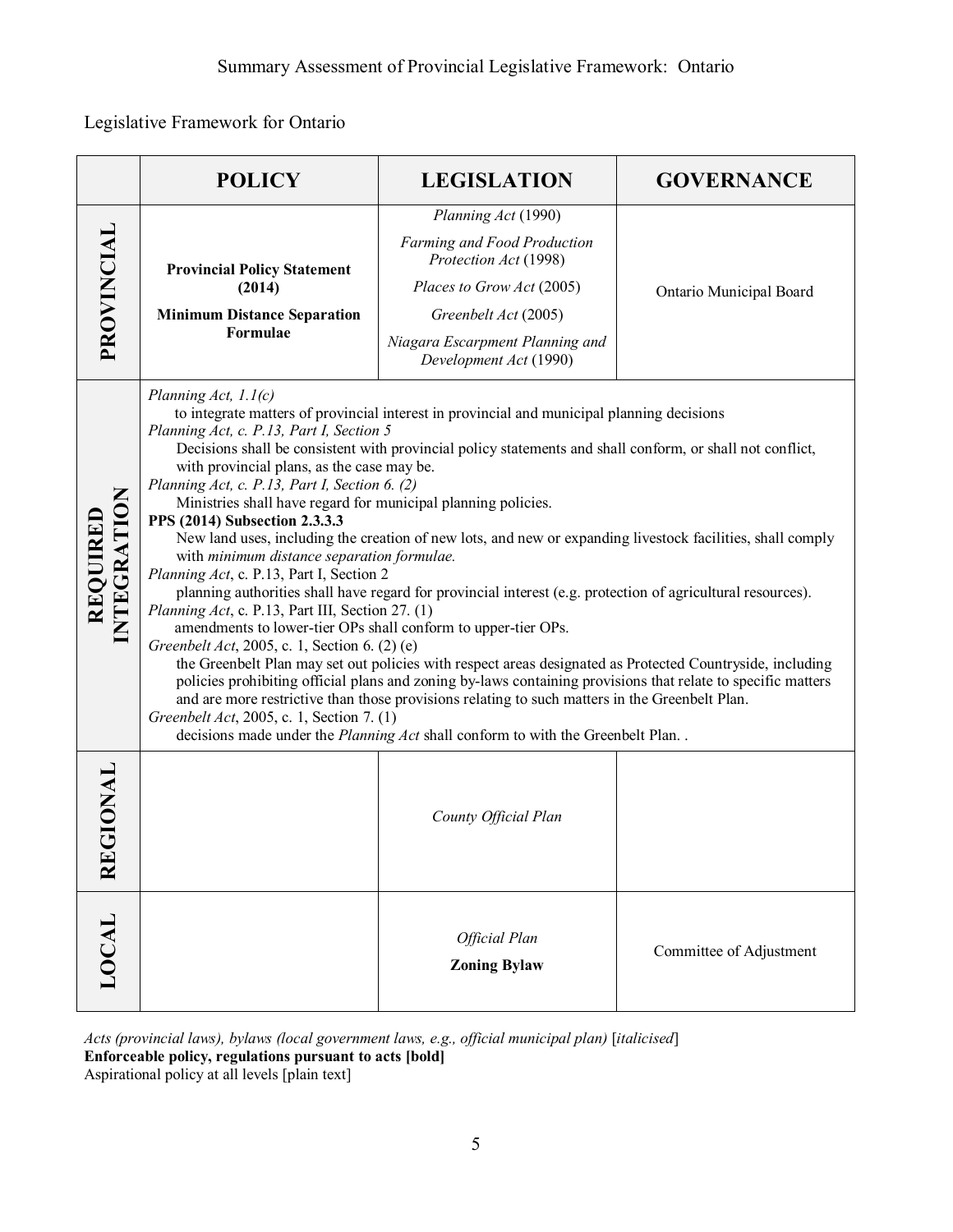Legislative Framework for Ontario

| | POLICY | LEGISLATION | GOVERNANCE |
|---|---|---|---|
| **PROVINCIAL** | **Provincial Policy Statement (2014)**<br><br>**Minimum Distance Separation Formulae** | *Planning Act* (1990)<br><br>*Farming and Food Production Protection Act* (1998)<br><br>*Places to Grow Act* (2005)<br><br>*Greenbelt Act* (2005)<br><br>*Niagara Escarpment Planning and Development Act* (1990) | Ontario Municipal Board |
| **REQUIRED INTEGRATION** | *Planning Act, 1.1(c)*<br>to integrate matters of provincial interest in provincial and municipal planning decisions<br>*Planning Act, c. P.13, Part I, Section 5*<br>Decisions shall be consistent with provincial policy statements and shall conform, or shall not conflict, with provincial plans, as the case may be.<br>*Planning Act, c. P.13, Part I, Section 6. (2)*<br>Ministries shall have regard for municipal planning policies.<br>**PPS (2014) Subsection 2.3.3.3**<br>New land uses, including the creation of new lots, and new or expanding livestock facilities, shall comply with *minimum distance separation formulae.*<br>*Planning Act*, c. P.13, Part I, Section 2<br>planning authorities shall have regard for provincial interest (e.g. protection of agricultural resources).<br>*Planning Act*, c. P.13, Part III, Section 27. (1)<br>amendments to lower-tier OPs shall conform to upper-tier OPs.<br>*Greenbelt Act*, 2005, c. 1, Section 6. (2) (e)<br>the Greenbelt Plan may set out policies with respect areas designated as Protected Countryside, including policies prohibiting official plans and zoning by-laws containing provisions that relate to specific matters and are more restrictive than those provisions relating to such matters in the Greenbelt Plan.<br>*Greenbelt Act*, 2005, c. 1, Section 7. (1)<br>decisions made under the *Planning Act* shall conform to with the Greenbelt Plan. . | | |
| **REGIONAL** | | *County Official Plan* | |
| **LOCAL** | | *Official Plan*<br><br>**Zoning Bylaw** | Committee of Adjustment |

*Acts (provincial laws), bylaws (local government laws, e.g., official municipal plan)* [*italicised*]
**Enforceable policy, regulations pursuant to acts [bold]**
Aspirational policy at all levels [plain text]